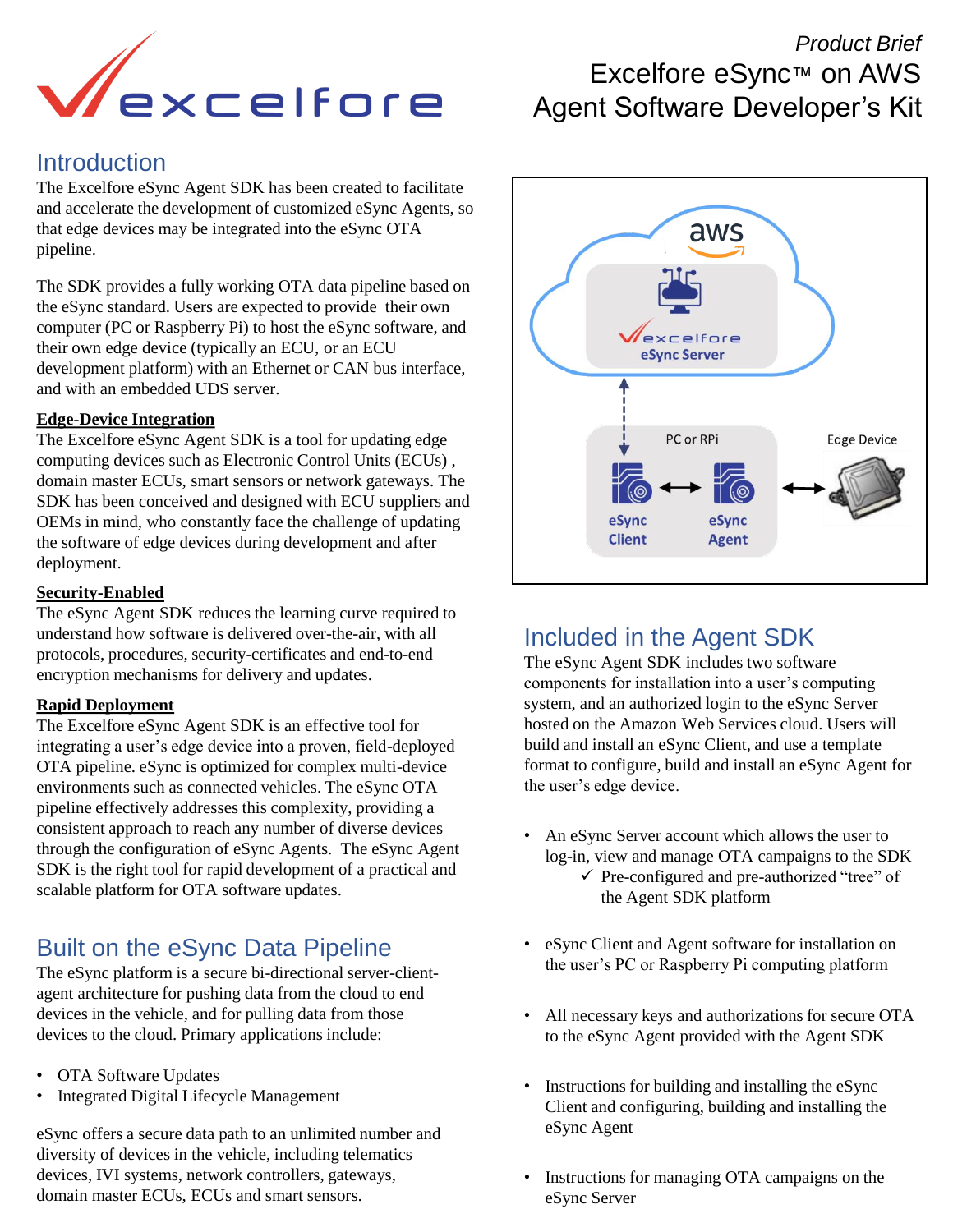*Product Brief*

# Excelfore eSync™ on AWS Agent Software Developer's Kit

## Introduction

The Excelfore eSync Agent SDK has been created to facilitate and accelerate the development of customized eSync Agents, so that edge devices may be integrated into the eSync OTA pipeline.

The SDK provides a fully working OTA data pipeline based on the eSync standard. Users are expected to provide their own computer (PC or Raspberry Pi) to host the eSync software, and their own edge device (typically an ECU, or an ECU development platform) with an Ethernet or CAN bus interface, and with an embedded UDS server.

**Edge-Device Integration**

The Excelfore eSync Agent SDK is a tool for updating edge computing devices such as Electronic Control Units (ECUs) , domain master ECUs, smart sensors or network gateways. The SDK has been conceived and designed with ECU suppliers and OEMs in mind, who constantly face the challenge of updating the software of edge devices during development and after deployment.

**Security-Enabled**

The eSync Agent SDK reduces the learning curve required to understand how software is delivered over-the-air, with all protocols, procedures, security-certificates and end-to-end encryption mechanisms for delivery and updates.

**Rapid Deployment**

The Excelfore eSync Agent SDK is an effective tool for integrating a user's edge device into a proven, field-deployed OTA pipeline. eSync is optimized for complex multi-device environments such as connected vehicles. The eSync OTA pipeline effectively addresses this complexity, providing a consistent approach to reach any number of diverse devices through the configuration of eSync Agents. The eSync Agent SDK is the right tool for rapid development of a practical and scalable platform for OTA software updates.

## Built on the eSync Data Pipeline

The eSync platform is a secure bi-directional server-client-agent architecture for pushing data from the cloud to end devices in the vehicle, and for pulling data from those devices to the cloud. Primary applications include:

- OTA Software Updates
- Integrated Digital Lifecycle Management

eSync offers a secure data path to an unlimited number and diversity of devices in the vehicle, including telematics devices, IVI systems, network controllers, gateways, domain master ECUs, ECUs and smart sensors.

## Included in the Agent SDK

The eSync Agent SDK includes two software components for installation into a user's computing system, and an authorized login to the eSync Server hosted on the Amazon Web Services cloud. Users will build and install an eSync Client, and use a template format to configure, build and install an eSync Agent for the user's edge device.

- An eSync Server account which allows the user to log-in, view and manage OTA campaigns to the SDK
  - ✓ Pre-configured and pre-authorized "tree" of the Agent SDK platform
- eSync Client and Agent software for installation on the user's PC or Raspberry Pi computing platform
- All necessary keys and authorizations for secure OTA to the eSync Agent provided with the Agent SDK
- Instructions for building and installing the eSync Client and configuring, building and installing the eSync Agent
- Instructions for managing OTA campaigns on the eSync Server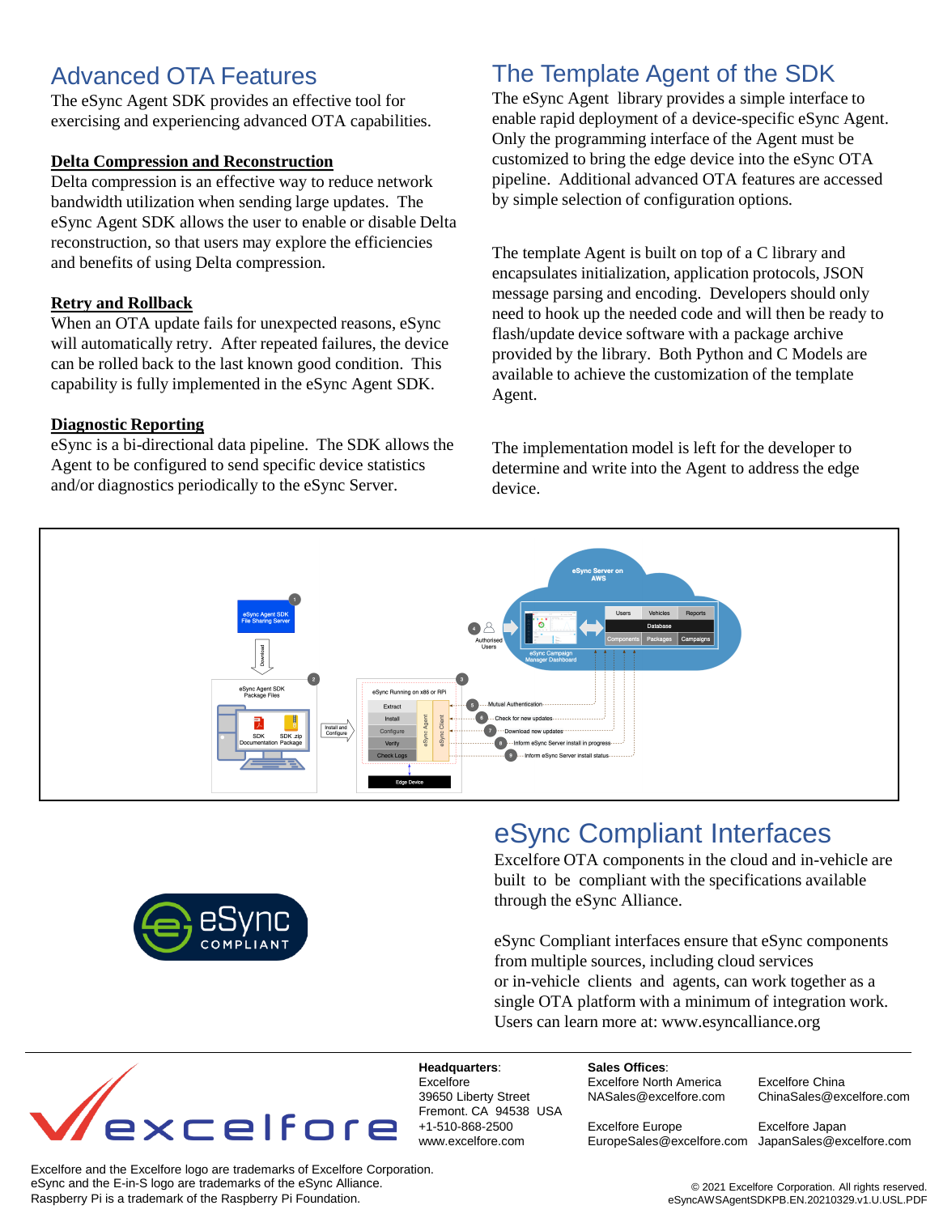## Advanced OTA Features

The eSync Agent SDK provides an effective tool for exercising and experiencing advanced OTA capabilities.

### Delta Compression and Reconstruction

Delta compression is an effective way to reduce network bandwidth utilization when sending large updates. The eSync Agent SDK allows the user to enable or disable Delta reconstruction, so that users may explore the efficiencies and benefits of using Delta compression.

### Retry and Rollback

When an OTA update fails for unexpected reasons, eSync will automatically retry. After repeated failures, the device can be rolled back to the last known good condition. This capability is fully implemented in the eSync Agent SDK.

### Diagnostic Reporting

eSync is a bi-directional data pipeline. The SDK allows the Agent to be configured to send specific device statistics and/or diagnostics periodically to the eSync Server.

## The Template Agent of the SDK

The eSync Agent library provides a simple interface to enable rapid deployment of a device-specific eSync Agent. Only the programming interface of the Agent must be customized to bring the edge device into the eSync OTA pipeline. Additional advanced OTA features are accessed by simple selection of configuration options.

The template Agent is built on top of a C library and encapsulates initialization, application protocols, JSON message parsing and encoding. Developers should only need to hook up the needed code and will then be ready to flash/update device software with a package archive provided by the library. Both Python and C Models are available to achieve the customization of the template Agent.

The implementation model is left for the developer to determine and write into the Agent to address the edge device.

eSync Server on AWS
Users
Vehicles
Reports
Database
Components
Packages
Campaigns
eSync Campaign Manager Dashboard
1 eSync Agent SDK File Sharing Server
Download
2 eSync Agent SDK Package Files
SDK Documentation
SDK .zip Package
Install and Configure
3 eSync Running on x86 or RPi
Extract
Install
Configure
Verify
Check Logs
eSync Agent
eSync Client
Edge Device
4 Authorised Users
5 Mutual Authentication
6 Check for new updates
7 Download new updates
8 Inform eSync Server install in progress
9 Inform eSync Server install status

## eSync Compliant Interfaces

Excelfore OTA components in the cloud and in-vehicle are built to be compliant with the specifications available through the eSync Alliance.

eSync Compliant interfaces ensure that eSync components from multiple sources, including cloud services or in-vehicle clients and agents, can work together as a single OTA platform with a minimum of integration work. Users can learn more at: www.esyncalliance.org

eSync COMPLIANT

excelfore

**Headquarters**:
Excelfore
39650 Liberty Street
Fremont. CA 94538 USA
+1-510-868-2500
www.excelfore.com

**Sales Offices**:
Excelfore North America
NASales@excelfore.com

Excelfore China
ChinaSales@excelfore.com

Excelfore Europe
EuropeSales@excelfore.com

Excelfore Japan
JapanSales@excelfore.com

Excelfore and the Excelfore logo are trademarks of Excelfore Corporation.
eSync and the E-in-S logo are trademarks of the eSync Alliance.
Raspberry Pi is a trademark of the Raspberry Pi Foundation.

© 2021 Excelfore Corporation. All rights reserved.
eSyncAWSAgentSDKPB.EN.20210329.v1.U.USL.PDF